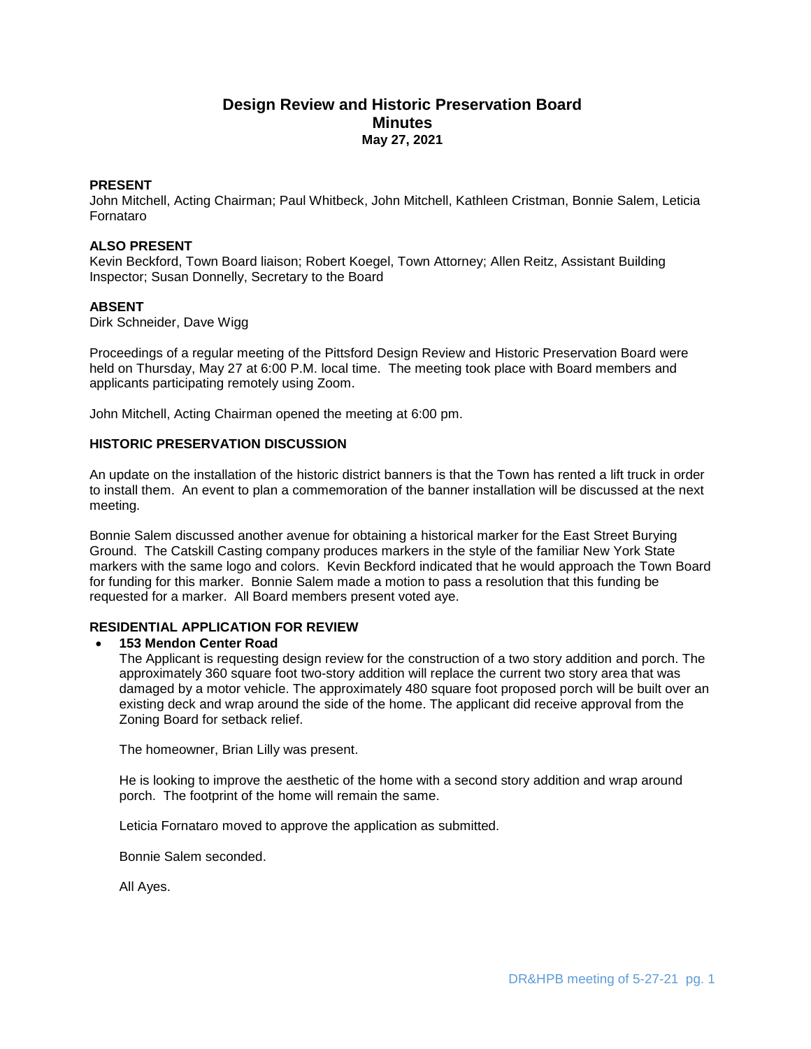# Design Review and Historic Preservation Board
## Minutes
### May 27, 2021

**PRESENT**
John Mitchell, Acting Chairman; Paul Whitbeck, John Mitchell, Kathleen Cristman, Bonnie Salem, Leticia Fornataro

**ALSO PRESENT**
Kevin Beckford, Town Board liaison; Robert Koegel, Town Attorney; Allen Reitz, Assistant Building Inspector; Susan Donnelly, Secretary to the Board

**ABSENT**
Dirk Schneider, Dave Wigg

Proceedings of a regular meeting of the Pittsford Design Review and Historic Preservation Board were held on Thursday, May 27 at 6:00 P.M. local time. The meeting took place with Board members and applicants participating remotely using Zoom.

John Mitchell, Acting Chairman opened the meeting at 6:00 pm.

**HISTORIC PRESERVATION DISCUSSION**

An update on the installation of the historic district banners is that the Town has rented a lift truck in order to install them. An event to plan a commemoration of the banner installation will be discussed at the next meeting.

Bonnie Salem discussed another avenue for obtaining a historical marker for the East Street Burying Ground. The Catskill Casting company produces markers in the style of the familiar New York State markers with the same logo and colors. Kevin Beckford indicated that he would approach the Town Board for funding for this marker. Bonnie Salem made a motion to pass a resolution that this funding be requested for a marker. All Board members present voted aye.

**RESIDENTIAL APPLICATION FOR REVIEW**

- **153 Mendon Center Road**
  The Applicant is requesting design review for the construction of a two story addition and porch. The approximately 360 square foot two-story addition will replace the current two story area that was damaged by a motor vehicle. The approximately 480 square foot proposed porch will be built over an existing deck and wrap around the side of the home. The applicant did receive approval from the Zoning Board for setback relief.

  The homeowner, Brian Lilly was present.

  He is looking to improve the aesthetic of the home with a second story addition and wrap around porch. The footprint of the home will remain the same.

  Leticia Fornataro moved to approve the application as submitted.

  Bonnie Salem seconded.

  All Ayes.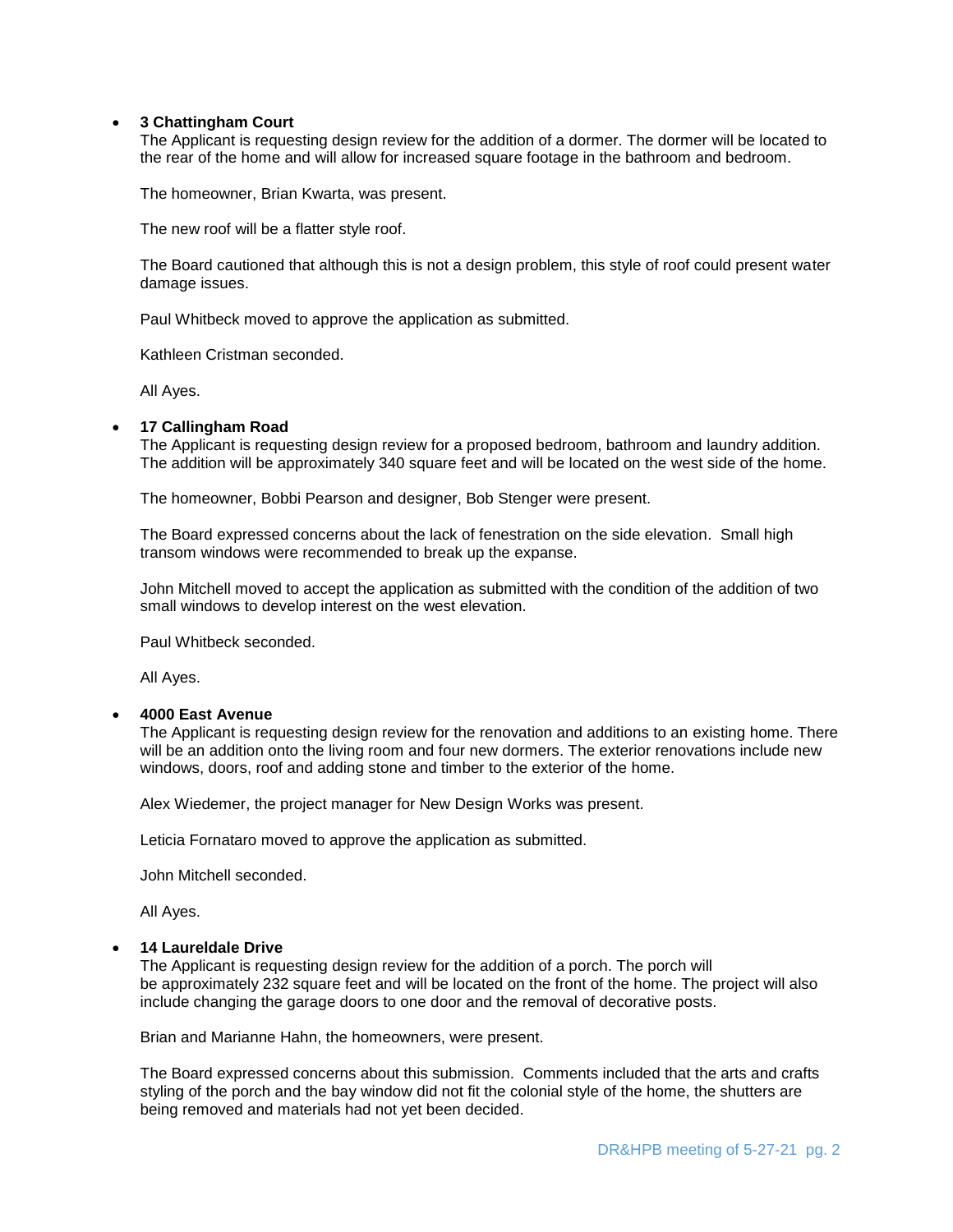- **3 Chattingham Court**
  The Applicant is requesting design review for the addition of a dormer. The dormer will be located to the rear of the home and will allow for increased square footage in the bathroom and bedroom.

  The homeowner, Brian Kwarta, was present.

  The new roof will be a flatter style roof.

  The Board cautioned that although this is not a design problem, this style of roof could present water damage issues.

  Paul Whitbeck moved to approve the application as submitted.

  Kathleen Cristman seconded.

  All Ayes.

- **17 Callingham Road**
  The Applicant is requesting design review for a proposed bedroom, bathroom and laundry addition. The addition will be approximately 340 square feet and will be located on the west side of the home.

  The homeowner, Bobbi Pearson and designer, Bob Stenger were present.

  The Board expressed concerns about the lack of fenestration on the side elevation. Small high transom windows were recommended to break up the expanse.

  John Mitchell moved to accept the application as submitted with the condition of the addition of two small windows to develop interest on the west elevation.

  Paul Whitbeck seconded.

  All Ayes.

- **4000 East Avenue**
  The Applicant is requesting design review for the renovation and additions to an existing home. There will be an addition onto the living room and four new dormers. The exterior renovations include new windows, doors, roof and adding stone and timber to the exterior of the home.

  Alex Wiedemer, the project manager for New Design Works was present.

  Leticia Fornataro moved to approve the application as submitted.

  John Mitchell seconded.

  All Ayes.

- **14 Laureldale Drive**
  The Applicant is requesting design review for the addition of a porch. The porch will be approximately 232 square feet and will be located on the front of the home. The project will also include changing the garage doors to one door and the removal of decorative posts.

  Brian and Marianne Hahn, the homeowners, were present.

  The Board expressed concerns about this submission. Comments included that the arts and crafts styling of the porch and the bay window did not fit the colonial style of the home, the shutters are being removed and materials had not yet been decided.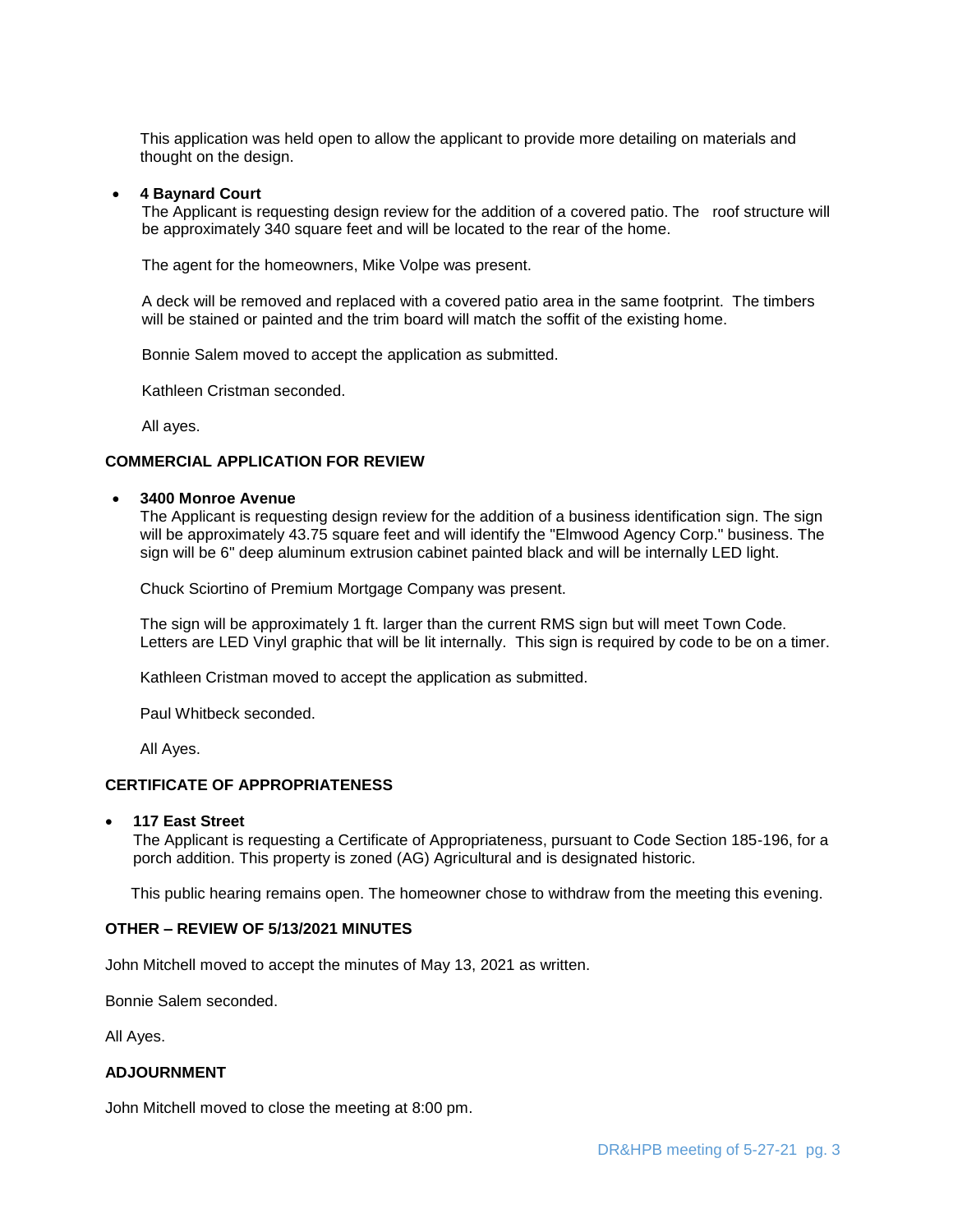This application was held open to allow the applicant to provide more detailing on materials and thought on the design.

- **4 Baynard Court**

  The Applicant is requesting design review for the addition of a covered patio. The roof structure will be approximately 340 square feet and will be located to the rear of the home.

  The agent for the homeowners, Mike Volpe was present.

  A deck will be removed and replaced with a covered patio area in the same footprint. The timbers will be stained or painted and the trim board will match the soffit of the existing home.

  Bonnie Salem moved to accept the application as submitted.

  Kathleen Cristman seconded.

  All ayes.

**COMMERCIAL APPLICATION FOR REVIEW**

- **3400 Monroe Avenue**

  The Applicant is requesting design review for the addition of a business identification sign. The sign will be approximately 43.75 square feet and will identify the "Elmwood Agency Corp." business. The sign will be 6" deep aluminum extrusion cabinet painted black and will be internally LED light.

  Chuck Sciortino of Premium Mortgage Company was present.

  The sign will be approximately 1 ft. larger than the current RMS sign but will meet Town Code. Letters are LED Vinyl graphic that will be lit internally. This sign is required by code to be on a timer.

  Kathleen Cristman moved to accept the application as submitted.

  Paul Whitbeck seconded.

  All Ayes.

**CERTIFICATE OF APPROPRIATENESS**

- **117 East Street**

  The Applicant is requesting a Certificate of Appropriateness, pursuant to Code Section 185-196, for a porch addition. This property is zoned (AG) Agricultural and is designated historic.

  This public hearing remains open. The homeowner chose to withdraw from the meeting this evening.

**OTHER – REVIEW OF 5/13/2021 MINUTES**

John Mitchell moved to accept the minutes of May 13, 2021 as written.

Bonnie Salem seconded.

All Ayes.

**ADJOURNMENT**

John Mitchell moved to close the meeting at 8:00 pm.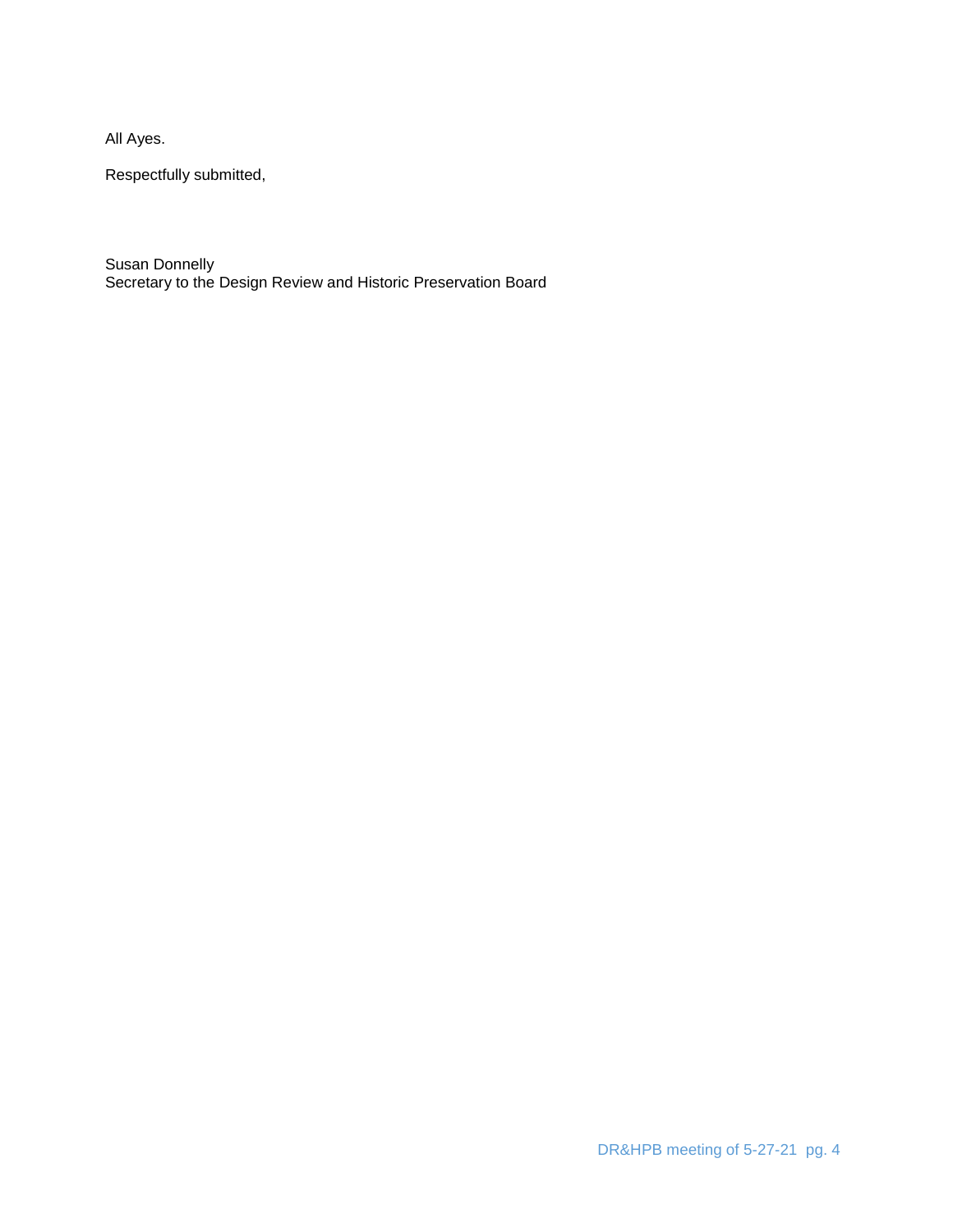All Ayes.

Respectfully submitted,

Susan Donnelly  
Secretary to the Design Review and Historic Preservation Board